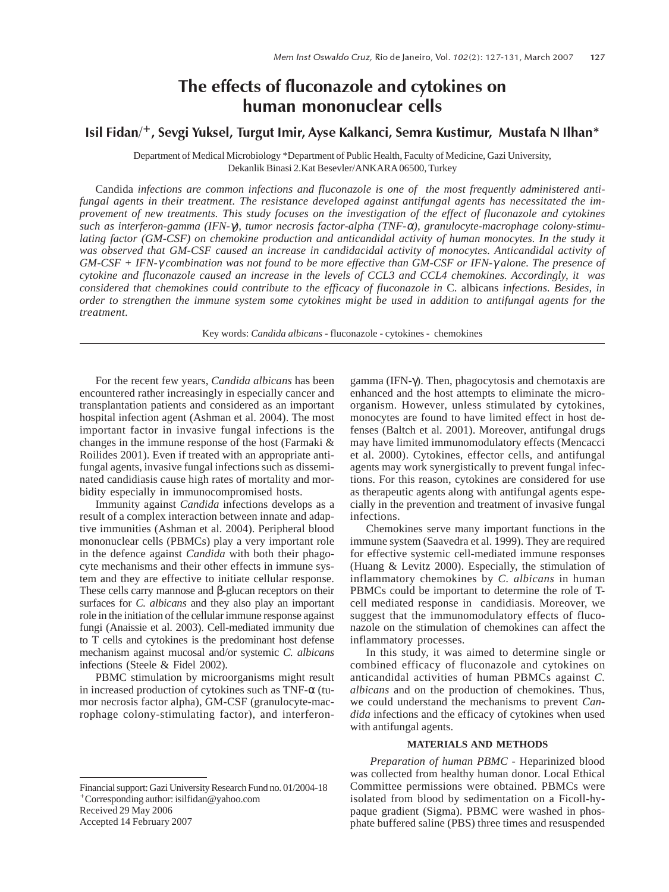# The effects of fluconazole and cytokines on human mononuclear cells

**Isil Fidan/+, Sevgi Yuksel, Turgut Imir, Ayse Kalkanci, Semra Kustimur, Mustafa N Ilhan***

Department of Medical Microbiology *Department of Public Health, Faculty of Medicine, Gazi University, Dekanlik Binasi 2.Kat Besevler/ANKARA 06500, Turkey

Candida *infections are common infections and fluconazole is one of the most frequently administered antifungal agents in their treatment. The resistance developed against antifungal agents has necessitated the improvement of new treatments. This study focuses on the investigation of the effect of fluconazole and cytokines such as interferon-gamma (IFN-γ), tumor necrosis factor-alpha (TNF-α), granulocyte-macrophage colony-stimulating factor (GM-CSF) on chemokine production and anticandidal activity of human monocytes. In the study it was observed that GM-CSF caused an increase in candidacidal activity of monocytes. Anticandidal activity of GM-CSF + IFN-γ combination was not found to be more effective than GM-CSF or IFN-γ alone. The presence of cytokine and fluconazole caused an increase in the levels of CCL3 and CCL4 chemokines. Accordingly, it was considered that chemokines could contribute to the efficacy of fluconazole in* C. albicans *infections. Besides, in order to strengthen the immune system some cytokines might be used in addition to antifungal agents for the treatment.*

Key words: *Candida albicans* - fluconazole - cytokines - chemokines

For the recent few years, *Candida albicans* has been encountered rather increasingly in especially cancer and transplantation patients and considered as an important hospital infection agent (Ashman et al. 2004). The most important factor in invasive fungal infections is the changes in the immune response of the host (Farmaki & Roilides 2001). Even if treated with an appropriate antifungal agents, invasive fungal infections such as disseminated candidiasis cause high rates of mortality and morbidity especially in immunocompromised hosts.

Immunity against *Candida* infections develops as a result of a complex interaction between innate and adaptive immunities (Ashman et al. 2004). Peripheral blood mononuclear cells (PBMCs) play a very important role in the defence against *Candida* with both their phagocyte mechanisms and their other effects in immune system and they are effective to initiate cellular response. These cells carry mannose and β-glucan receptors on their surfaces for *C. albicans* and they also play an important role in the initiation of the cellular immune response against fungi (Anaissie et al. 2003). Cell-mediated immunity due to T cells and cytokines is the predominant host defense mechanism against mucosal and/or systemic *C. albicans* infections (Steele & Fidel 2002).

PBMC stimulation by microorganisms might result in increased production of cytokines such as TNF-α (tumor necrosis factor alpha), GM-CSF (granulocyte-macrophage colony-stimulating factor), and interferon-gamma (IFN-γ). Then, phagocytosis and chemotaxis are enhanced and the host attempts to eliminate the microorganism. However, unless stimulated by cytokines, monocytes are found to have limited effect in host defenses (Baltch et al. 2001). Moreover, antifungal drugs may have limited immunomodulatory effects (Mencacci et al. 2000). Cytokines, effector cells, and antifungal agents may work synergistically to prevent fungal infections. For this reason, cytokines are considered for use as therapeutic agents along with antifungal agents especially in the prevention and treatment of invasive fungal infections.

Chemokines serve many important functions in the immune system (Saavedra et al. 1999). They are required for effective systemic cell-mediated immune responses (Huang & Levitz 2000). Especially, the stimulation of inflammatory chemokines by *C. albicans* in human PBMCs could be important to determine the role of T-cell mediated response in candidiasis. Moreover, we suggest that the immunomodulatory effects of fluconazole on the stimulation of chemokines can affect the inflammatory processes.

In this study, it was aimed to determine single or combined efficacy of fluconazole and cytokines on anticandidal activities of human PBMCs against *C. albicans* and on the production of chemokines. Thus, we could understand the mechanisms to prevent *Candida* infections and the efficacy of cytokines when used with antifungal agents.

## MATERIALS AND METHODS

*Preparation of human PBMC* - Heparinized blood was collected from healthy human donor. Local Ethical Committee permissions were obtained. PBMCs were isolated from blood by sedimentation on a Ficoll-hypaque gradient (Sigma). PBMC were washed in phosphate buffered saline (PBS) three times and resuspended

---

Financial support: Gazi University Research Fund no. 01/2004-18
+Corresponding author: isilfidan@yahoo.com
Received 29 May 2006
Accepted 14 February 2007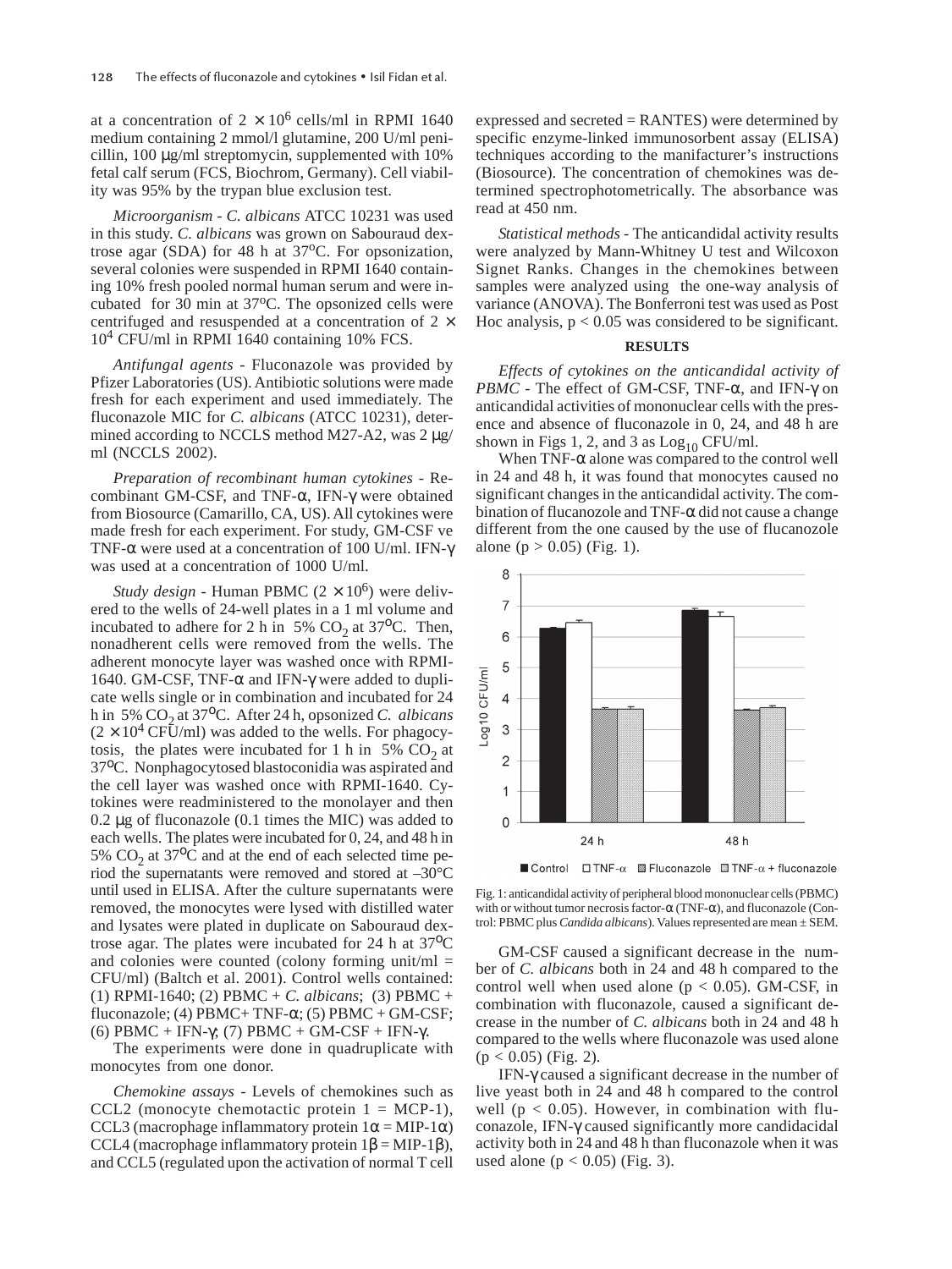at a concentration of $2 \times 10^6$ cells/ml in RPMI 1640 medium containing 2 mmol/l glutamine, 200 U/ml penicillin, 100 μg/ml streptomycin, supplemented with 10% fetal calf serum (FCS, Biochrom, Germany). Cell viability was 95% by the trypan blue exclusion test.

*Microorganism* - *C. albicans* ATCC 10231 was used in this study. *C. albicans* was grown on Sabouraud dextrose agar (SDA) for 48 h at 37°C. For opsonization, several colonies were suspended in RPMI 1640 containing 10% fresh pooled normal human serum and were incubated for 30 min at 37°C. The opsonized cells were centrifuged and resuspended at a concentration of $2 \times 10^4$ CFU/ml in RPMI 1640 containing 10% FCS.

*Antifungal agents* - Fluconazole was provided by Pfizer Laboratories (US). Antibiotic solutions were made fresh for each experiment and used immediately. The fluconazole MIC for *C. albicans* (ATCC 10231), determined according to NCCLS method M27-A2, was 2 μg/ml (NCCLS 2002).

*Preparation of recombinant human cytokines* - Recombinant GM-CSF, and TNF-α, IFN-γ were obtained from Biosource (Camarillo, CA, US). All cytokines were made fresh for each experiment. For study, GM-CSF ve TNF-α were used at a concentration of 100 U/ml. IFN-γ was used at a concentration of 1000 U/ml.

*Study design* - Human PBMC ($2 \times 10^6$) were delivered to the wells of 24-well plates in a 1 ml volume and incubated to adhere for 2 h in 5% $CO_2$ at 37°C. Then, nonadherent cells were removed from the wells. The adherent monocyte layer was washed once with RPMI-1640. GM-CSF, TNF-α and IFN-γ were added to duplicate wells single or in combination and incubated for 24 h in 5% $CO_2$ at 37°C. After 24 h, opsonized *C. albicans* ($2 \times 10^4$ CFU/ml) was added to the wells. For phagocytosis, the plates were incubated for 1 h in 5% $CO_2$ at 37°C. Nonphagocytosed blastoconidia was aspirated and the cell layer was washed once with RPMI-1640. Cytokines were readministered to the monolayer and then 0.2 μg of fluconazole (0.1 times the MIC) was added to each wells. The plates were incubated for 0, 24, and 48 h in 5% $CO_2$ at 37°C and at the end of each selected time period the supernatants were removed and stored at –30°C until used in ELISA. After the culture supernatants were removed, the monocytes were lysed with distilled water and lysates were plated in duplicate on Sabouraud dextrose agar. The plates were incubated for 24 h at 37°C and colonies were counted (colony forming unit/ml = CFU/ml) (Baltch et al. 2001). Control wells contained: (1) RPMI-1640; (2) PBMC + *C. albicans*; (3) PBMC + fluconazole; (4) PBMC+ TNF-α; (5) PBMC + GM-CSF; (6) PBMC + IFN-γ; (7) PBMC + GM-CSF + IFN-γ.

The experiments were done in quadruplicate with monocytes from one donor.

*Chemokine assays* - Levels of chemokines such as CCL2 (monocyte chemotactic protein 1 = MCP-1), CCL3 (macrophage inflammatory protein 1α = MIP-1α) CCL4 (macrophage inflammatory protein 1β = MIP-1β), and CCL5 (regulated upon the activation of normal T cell expressed and secreted = RANTES) were determined by specific enzyme-linked immunosorbent assay (ELISA) techniques according to the manifacturer's instructions (Biosource). The concentration of chemokines was determined spectrophotometrically. The absorbance was read at 450 nm.

*Statistical methods* - The anticandidal activity results were analyzed by Mann-Whitney U test and Wilcoxon Signet Ranks. Changes in the chemokines between samples were analyzed using the one-way analysis of variance (ANOVA). The Bonferroni test was used as Post Hoc analysis, $p < 0.05$ was considered to be significant.

## RESULTS

*Effects of cytokines on the anticandidal activity of PBMC* - The effect of GM-CSF, TNF-α, and IFN-γ on anticandidal activities of mononuclear cells with the presence and absence of fluconazole in 0, 24, and 48 h are shown in Figs 1, 2, and 3 as $Log_{10}$ CFU/ml.

When TNF-α alone was compared to the control well in 24 and 48 h, it was found that monocytes caused no significant changes in the anticandidal activity. The combination of flucanozole and TNF-α did not cause a change different from the one caused by the use of flucanozole alone ($p > 0.05$) (Fig. 1).

Fig. 1: anticandidal activity of peripheral blood mononuclear cells (PBMC) with or without tumor necrosis factor-α (TNF-α), and fluconazole (Control: PBMC plus *Candida albicans*). Values represented are mean ± SEM.

GM-CSF caused a significant decrease in the number of *C. albicans* both in 24 and 48 h compared to the control well when used alone ($p < 0.05$). GM-CSF, in combination with fluconazole, caused a significant decrease in the number of *C. albicans* both in 24 and 48 h compared to the wells where fluconazole was used alone ($p < 0.05$) (Fig. 2).

IFN-γ caused a significant decrease in the number of live yeast both in 24 and 48 h compared to the control well ($p < 0.05$). However, in combination with fluconazole, IFN-γ caused significantly more candidacidal activity both in 24 and 48 h than fluconazole when it was used alone ($p < 0.05$) (Fig. 3).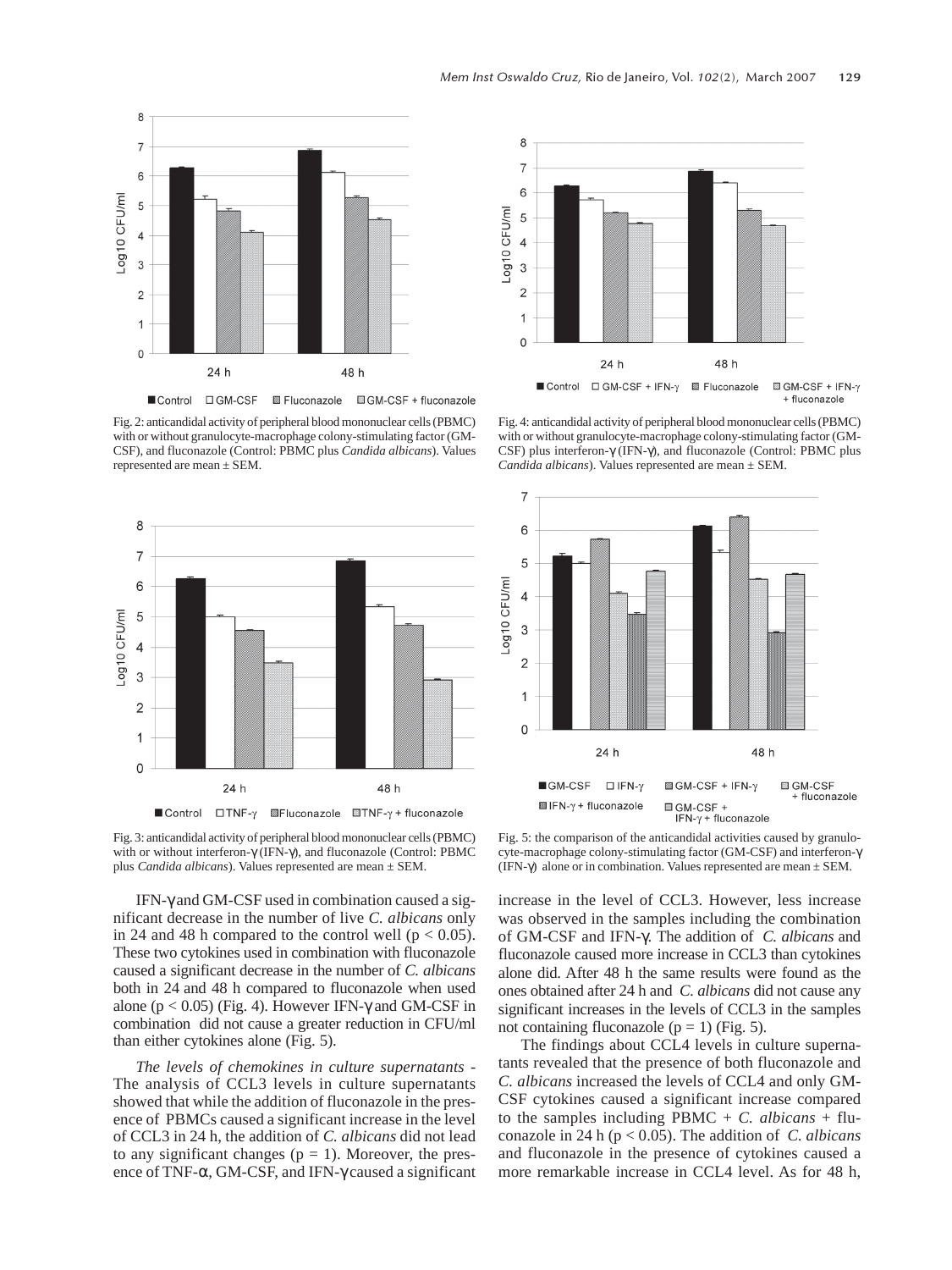Fig. 2: anticandidal activity of peripheral blood mononuclear cells (PBMC) with or without granulocyte-macrophage colony-stimulating factor (GM-CSF), and fluconazole (Control: PBMC plus *Candida albicans*). Values represented are mean ± SEM.

Fig. 4: anticandidal activity of peripheral blood mononuclear cells (PBMC) with or without granulocyte-macrophage colony-stimulating factor (GM-CSF) plus interferon-γ (IFN-γ), and fluconazole (Control: PBMC plus *Candida albicans*). Values represented are mean ± SEM.

Fig. 3: anticandidal activity of peripheral blood mononuclear cells (PBMC) with or without interferon-γ (IFN-γ), and fluconazole (Control: PBMC plus *Candida albicans*). Values represented are mean ± SEM.

Fig. 5: the comparison of the anticandidal activities caused by granulocyte-macrophage colony-stimulating factor (GM-CSF) and interferon-γ (IFN-γ) alone or in combination. Values represented are mean ± SEM.

IFN-γ and GM-CSF used in combination caused a significant decrease in the number of live *C. albicans* only in 24 and 48 h compared to the control well ($p < 0.05$). These two cytokines used in combination with fluconazole caused a significant decrease in the number of *C. albicans* both in 24 and 48 h compared to fluconazole when used alone ($p < 0.05$) (Fig. 4). However IFN-γ and GM-CSF in combination did not cause a greater reduction in CFU/ml than either cytokines alone (Fig. 5).

*The levels of chemokines in culture supernatants* - The analysis of CCL3 levels in culture supernatants showed that while the addition of fluconazole in the presence of PBMCs caused a significant increase in the level of CCL3 in 24 h, the addition of *C. albicans* did not lead to any significant changes ($p = 1$). Moreover, the presence of TNF-α, GM-CSF, and IFN-γ caused a significant increase in the level of CCL3. However, less increase was observed in the samples including the combination of GM-CSF and IFN-γ. The addition of *C. albicans* and fluconazole caused more increase in CCL3 than cytokines alone did. After 48 h the same results were found as the ones obtained after 24 h and *C. albicans* did not cause any significant increases in the levels of CCL3 in the samples not containing fluconazole ($p = 1$) (Fig. 5).

The findings about CCL4 levels in culture supernatants revealed that the presence of both fluconazole and *C. albicans* increased the levels of CCL4 and only GM-CSF cytokines caused a significant increase compared to the samples including PBMC + *C. albicans* + fluconazole in 24 h ($p < 0.05$). The addition of *C. albicans* and fluconazole in the presence of cytokines caused a more remarkable increase in CCL4 level. As for 48 h,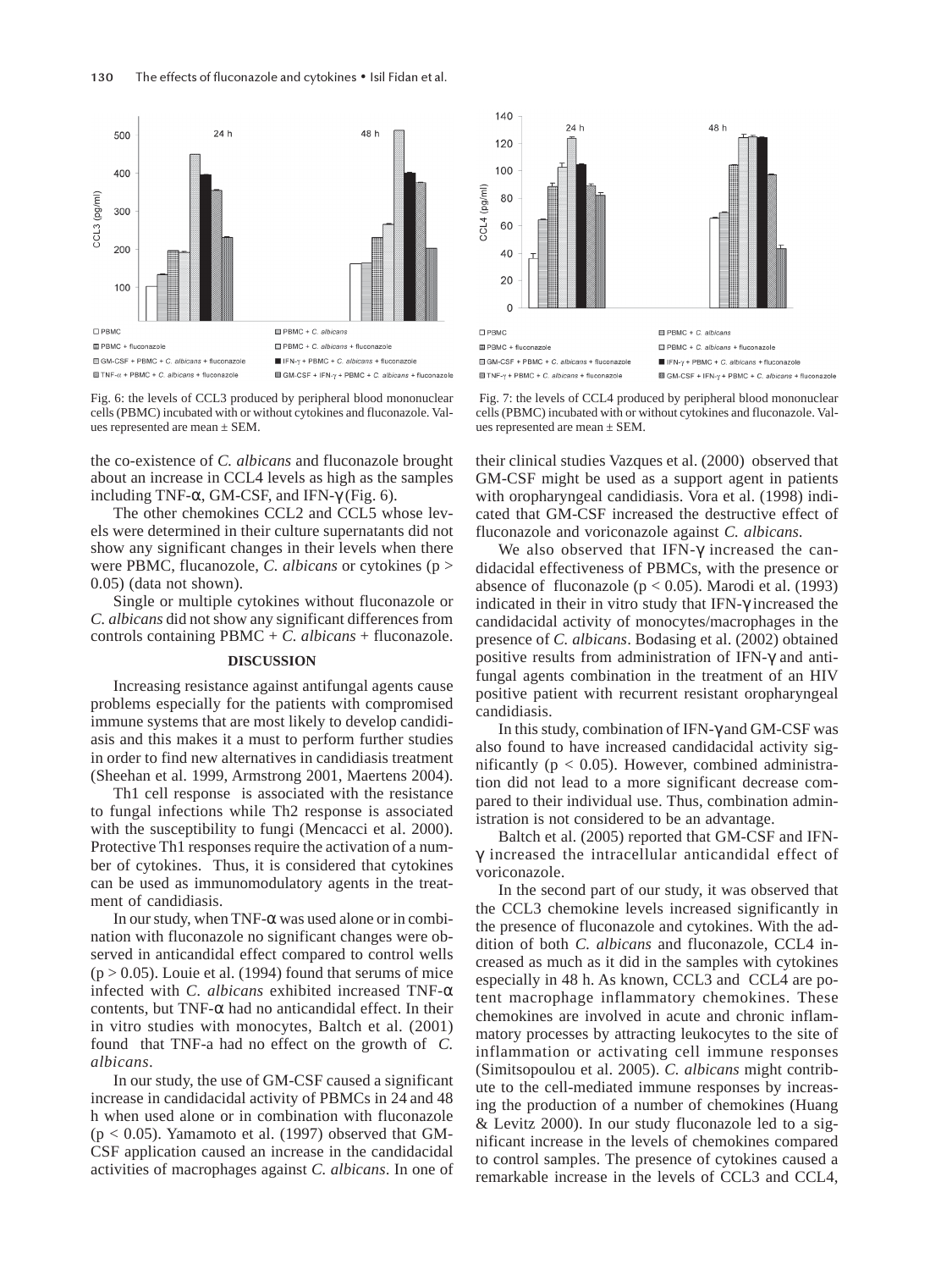Fig. 6: the levels of CCL3 produced by peripheral blood mononuclear cells (PBMC) incubated with or without cytokines and fluconazole. Values represented are mean ± SEM.

Fig. 7: the levels of CCL4 produced by peripheral blood mononuclear cells (PBMC) incubated with or without cytokines and fluconazole. Values represented are mean ± SEM.

the co-existence of *C. albicans* and fluconazole brought about an increase in CCL4 levels as high as the samples including TNF-α, GM-CSF, and IFN-γ (Fig. 6).

The other chemokines CCL2 and CCL5 whose levels were determined in their culture supernatants did not show any significant changes in their levels when there were PBMC, flucanozole, *C. albicans* or cytokines ($p > 0.05$) (data not shown).

Single or multiple cytokines without fluconazole or *C. albicans* did not show any significant differences from controls containing PBMC + *C. albicans* + fluconazole.

## DISCUSSION

Increasing resistance against antifungal agents cause problems especially for the patients with compromised immune systems that are most likely to develop candidiasis and this makes it a must to perform further studies in order to find new alternatives in candidiasis treatment (Sheehan et al. 1999, Armstrong 2001, Maertens 2004).

Th1 cell response is associated with the resistance to fungal infections while Th2 response is associated with the susceptibility to fungi (Mencacci et al. 2000). Protective Th1 responses require the activation of a number of cytokines. Thus, it is considered that cytokines can be used as immunomodulatory agents in the treatment of candidiasis.

In our study, when TNF-α was used alone or in combination with fluconazole no significant changes were observed in anticandidal effect compared to control wells ($p > 0.05$). Louie et al. (1994) found that serums of mice infected with *C. albicans* exhibited increased TNF-α contents, but TNF-α had no anticandidal effect. In their in vitro studies with monocytes, Baltch et al. (2001) found that TNF-a had no effect on the growth of *C. albicans*.

In our study, the use of GM-CSF caused a significant increase in candidacidal activity of PBMCs in 24 and 48 h when used alone or in combination with fluconazole ($p < 0.05$). Yamamoto et al. (1997) observed that GM-CSF application caused an increase in the candidacidal activities of macrophages against *C. albicans*. In one of their clinical studies Vazques et al. (2000) observed that GM-CSF might be used as a support agent in patients with oropharyngeal candidiasis. Vora et al. (1998) indicated that GM-CSF increased the destructive effect of fluconazole and voriconazole against *C. albicans*.

We also observed that IFN-γ increased the candidacidal effectiveness of PBMCs, with the presence or absence of fluconazole ($p < 0.05$). Marodi et al. (1993) indicated in their in vitro study that IFN-γ increased the candidacidal activity of monocytes/macrophages in the presence of *C. albicans*. Bodasing et al. (2002) obtained positive results from administration of IFN-γ and antifungal agents combination in the treatment of an HIV positive patient with recurrent resistant oropharyngeal candidiasis.

In this study, combination of IFN-γ and GM-CSF was also found to have increased candidacidal activity significantly ($p < 0.05$). However, combined administration did not lead to a more significant decrease compared to their individual use. Thus, combination administration is not considered to be an advantage.

Baltch et al. (2005) reported that GM-CSF and IFN-γ increased the intracellular anticandidal effect of voriconazole.

In the second part of our study, it was observed that the CCL3 chemokine levels increased significantly in the presence of fluconazole and cytokines. With the addition of both *C. albicans* and fluconazole, CCL4 increased as much as it did in the samples with cytokines especially in 48 h. As known, CCL3 and CCL4 are potent macrophage inflammatory chemokines. These chemokines are involved in acute and chronic inflammatory processes by attracting leukocytes to the site of inflammation or activating cell immune responses (Simitsopoulou et al. 2005). *C. albicans* might contribute to the cell-mediated immune responses by increasing the production of a number of chemokines (Huang & Levitz 2000). In our study fluconazole led to a significant increase in the levels of chemokines compared to control samples. The presence of cytokines caused a remarkable increase in the levels of CCL3 and CCL4,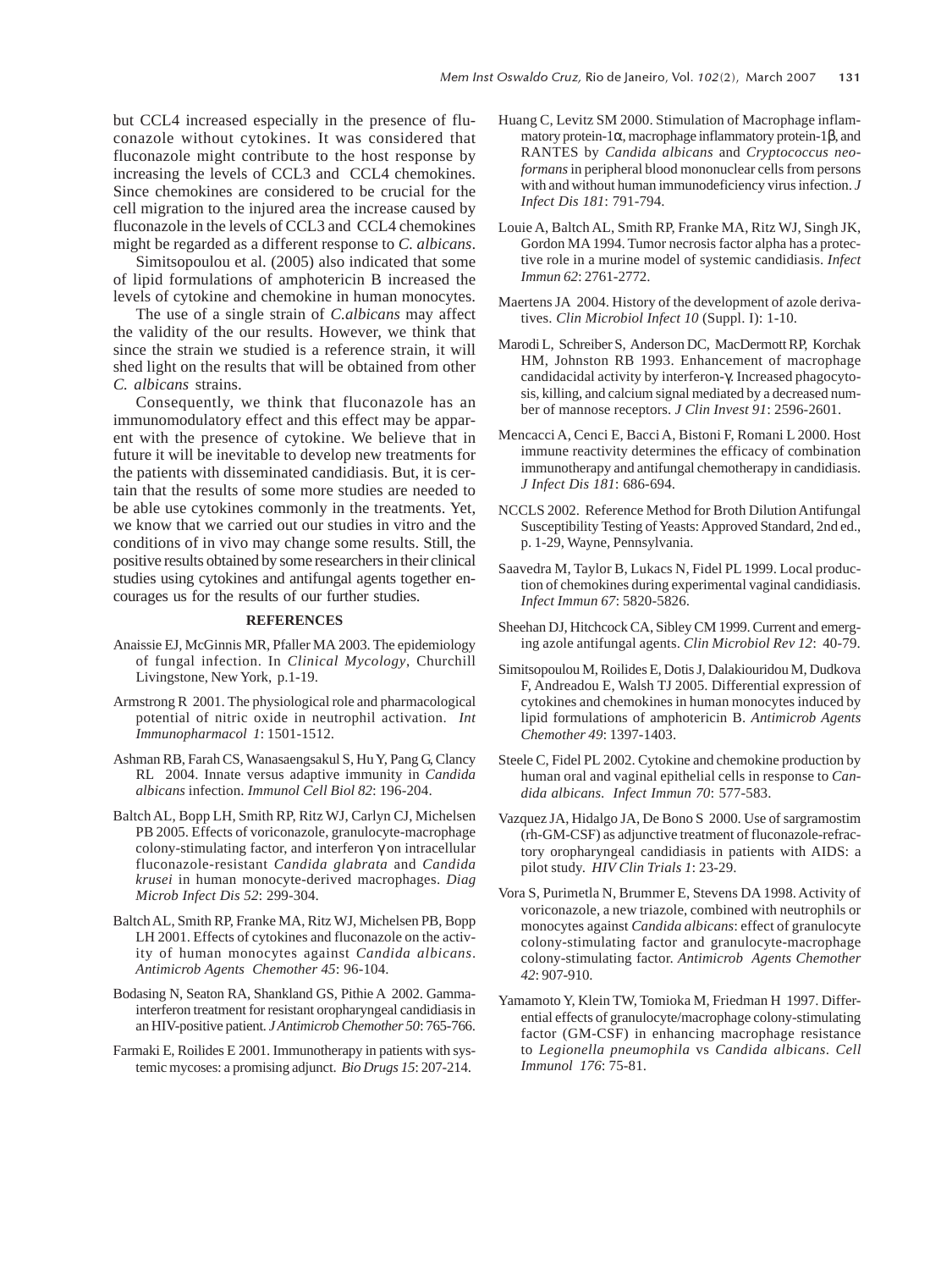but CCL4 increased especially in the presence of fluconazole without cytokines. It was considered that fluconazole might contribute to the host response by increasing the levels of CCL3 and CCL4 chemokines. Since chemokines are considered to be crucial for the cell migration to the injured area the increase caused by fluconazole in the levels of CCL3 and CCL4 chemokines might be regarded as a different response to *C. albicans*.

Simitsopoulou et al. (2005) also indicated that some of lipid formulations of amphotericin B increased the levels of cytokine and chemokine in human monocytes.

The use of a single strain of *C.albicans* may affect the validity of the our results. However, we think that since the strain we studied is a reference strain, it will shed light on the results that will be obtained from other *C. albicans* strains.

Consequently, we think that fluconazole has an immunomodulatory effect and this effect may be apparent with the presence of cytokine. We believe that in future it will be inevitable to develop new treatments for the patients with disseminated candidiasis. But, it is certain that the results of some more studies are needed to be able use cytokines commonly in the treatments. Yet, we know that we carried out our studies in vitro and the conditions of in vivo may change some results. Still, the positive results obtained by some researchers in their clinical studies using cytokines and antifungal agents together encourages us for the results of our further studies.

## REFERENCES

Anaissie EJ, McGinnis MR, Pfaller MA 2003. The epidemiology of fungal infection. In *Clinical Mycology*, Churchill Livingstone, New York, p.1-19.

Armstrong R 2001. The physiological role and pharmacological potential of nitric oxide in neutrophil activation. *Int Immunopharmacol 1*: 1501-1512.

Ashman RB, Farah CS, Wanasaengsakul S, Hu Y, Pang G, Clancy RL 2004. Innate versus adaptive immunity in *Candida albicans* infection. *Immunol Cell Biol 82*: 196-204.

Baltch AL, Bopp LH, Smith RP, Ritz WJ, Carlyn CJ, Michelsen PB 2005. Effects of voriconazole, granulocyte-macrophage colony-stimulating factor, and interferon γ on intracellular fluconazole-resistant *Candida glabrata* and *Candida krusei* in human monocyte-derived macrophages. *Diag Microb Infect Dis 52*: 299-304.

Baltch AL, Smith RP, Franke MA, Ritz WJ, Michelsen PB, Bopp LH 2001. Effects of cytokines and fluconazole on the activity of human monocytes against *Candida albicans*. *Antimicrob Agents Chemother 45*: 96-104.

Bodasing N, Seaton RA, Shankland GS, Pithie A 2002. Gamma-interferon treatment for resistant oropharyngeal candidiasis in an HIV-positive patient. *J Antimicrob Chemother 50*: 765-766.

Farmaki E, Roilides E 2001. Immunotherapy in patients with systemic mycoses: a promising adjunct. *Bio Drugs 15*: 207-214.

Huang C, Levitz SM 2000. Stimulation of Macrophage inflammatory protein-1α, macrophage inflammatory protein-1β, and RANTES by *Candida albicans* and *Cryptococcus neoformans* in peripheral blood mononuclear cells from persons with and without human immunodeficiency virus infection. *J Infect Dis 181*: 791-794.

Louie A, Baltch AL, Smith RP, Franke MA, Ritz WJ, Singh JK, Gordon MA 1994. Tumor necrosis factor alpha has a protective role in a murine model of systemic candidiasis. *Infect Immun 62*: 2761-2772.

Maertens JA 2004. History of the development of azole derivatives. *Clin Microbiol Infect 10* (Suppl. I): 1-10.

Marodi L, Schreiber S, Anderson DC, MacDermott RP, Korchak HM, Johnston RB 1993. Enhancement of macrophage candidacidal activity by interferon-γ. Increased phagocytosis, killing, and calcium signal mediated by a decreased number of mannose receptors. *J Clin Invest 91*: 2596-2601.

Mencacci A, Cenci E, Bacci A, Bistoni F, Romani L 2000. Host immune reactivity determines the efficacy of combination immunotherapy and antifungal chemotherapy in candidiasis. *J Infect Dis 181*: 686-694.

NCCLS 2002. Reference Method for Broth Dilution Antifungal Susceptibility Testing of Yeasts: Approved Standard, 2nd ed., p. 1-29, Wayne, Pennsylvania.

Saavedra M, Taylor B, Lukacs N, Fidel PL 1999. Local production of chemokines during experimental vaginal candidiasis. *Infect Immun 67*: 5820-5826.

Sheehan DJ, Hitchcock CA, Sibley CM 1999. Current and emerging azole antifungal agents. *Clin Microbiol Rev 12*: 40-79.

Simitsopoulou M, Roilides E, Dotis J, Dalakiouridou M, Dudkova F, Andreadou E, Walsh TJ 2005. Differential expression of cytokines and chemokines in human monocytes induced by lipid formulations of amphotericin B. *Antimicrob Agents Chemother 49*: 1397-1403.

Steele C, Fidel PL 2002. Cytokine and chemokine production by human oral and vaginal epithelial cells in response to *Candida albicans*. *Infect Immun 70*: 577-583.

Vazquez JA, Hidalgo JA, De Bono S 2000. Use of sargramostim (rh-GM-CSF) as adjunctive treatment of fluconazole-refractory oropharyngeal candidiasis in patients with AIDS: a pilot study. *HIV Clin Trials 1*: 23-29.

Vora S, Purimetla N, Brummer E, Stevens DA 1998. Activity of voriconazole, a new triazole, combined with neutrophils or monocytes against *Candida albicans*: effect of granulocyte colony-stimulating factor and granulocyte-macrophage colony-stimulating factor. *Antimicrob Agents Chemother 42*: 907-910.

Yamamoto Y, Klein TW, Tomioka M, Friedman H 1997. Differential effects of granulocyte/macrophage colony-stimulating factor (GM-CSF) in enhancing macrophage resistance to *Legionella pneumophila* vs *Candida albicans*. *Cell Immunol 176*: 75-81.